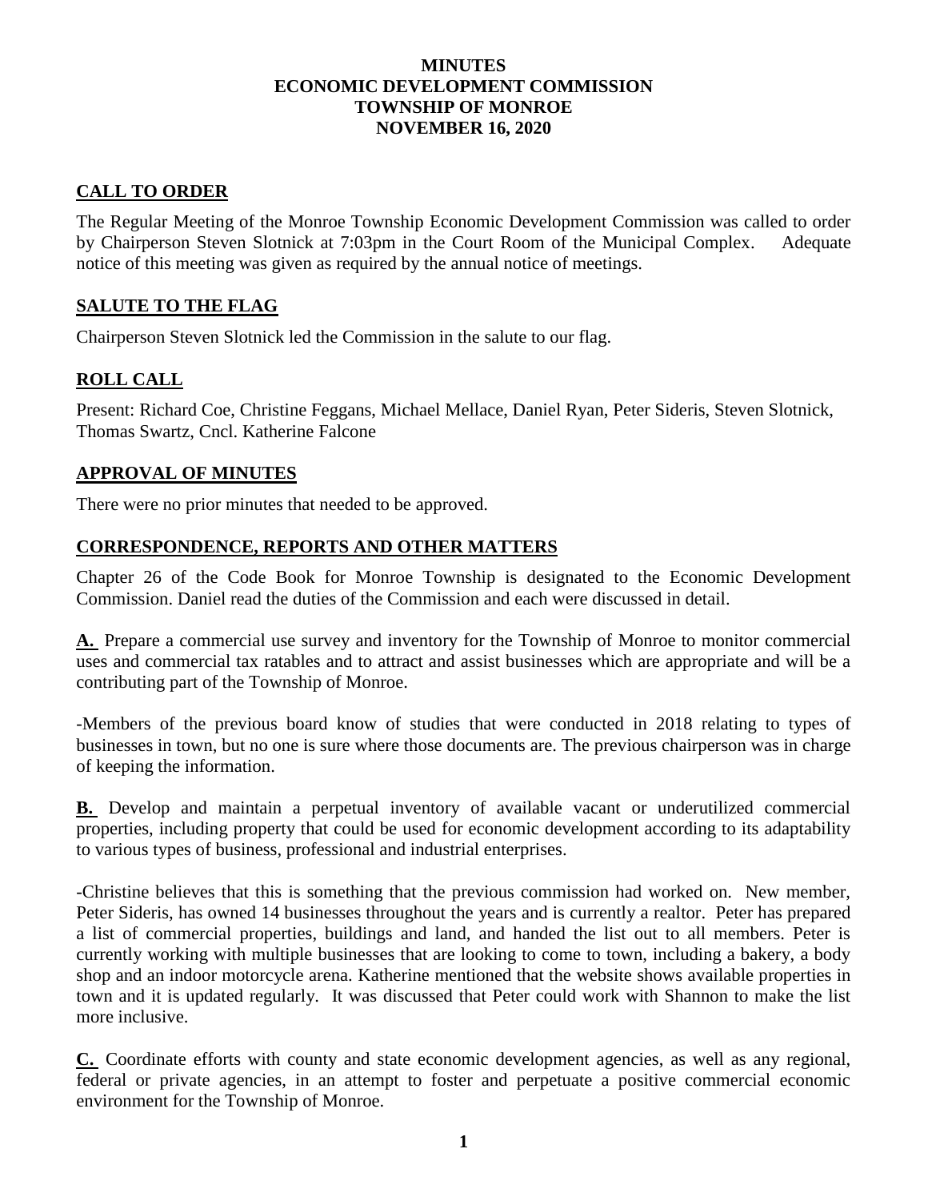# MINUTES
# ECONOMIC DEVELOPMENT COMMISSION
# TOWNSHIP OF MONROE
# NOVEMBER 16, 2020

## CALL TO ORDER

The Regular Meeting of the Monroe Township Economic Development Commission was called to order by Chairperson Steven Slotnick at 7:03pm in the Court Room of the Municipal Complex. Adequate notice of this meeting was given as required by the annual notice of meetings.

## SALUTE TO THE FLAG

Chairperson Steven Slotnick led the Commission in the salute to our flag.

## ROLL CALL

Present: Richard Coe, Christine Feggans, Michael Mellace, Daniel Ryan, Peter Sideris, Steven Slotnick, Thomas Swartz, Cncl. Katherine Falcone

## APPROVAL OF MINUTES

There were no prior minutes that needed to be approved.

## CORRESPONDENCE, REPORTS AND OTHER MATTERS

Chapter 26 of the Code Book for Monroe Township is designated to the Economic Development Commission. Daniel read the duties of the Commission and each were discussed in detail.

**A.** Prepare a commercial use survey and inventory for the Township of Monroe to monitor commercial uses and commercial tax ratables and to attract and assist businesses which are appropriate and will be a contributing part of the Township of Monroe.

-Members of the previous board know of studies that were conducted in 2018 relating to types of businesses in town, but no one is sure where those documents are. The previous chairperson was in charge of keeping the information.

**B.** Develop and maintain a perpetual inventory of available vacant or underutilized commercial properties, including property that could be used for economic development according to its adaptability to various types of business, professional and industrial enterprises.

-Christine believes that this is something that the previous commission had worked on. New member, Peter Sideris, has owned 14 businesses throughout the years and is currently a realtor. Peter has prepared a list of commercial properties, buildings and land, and handed the list out to all members. Peter is currently working with multiple businesses that are looking to come to town, including a bakery, a body shop and an indoor motorcycle arena. Katherine mentioned that the website shows available properties in town and it is updated regularly. It was discussed that Peter could work with Shannon to make the list more inclusive.

**C.** Coordinate efforts with county and state economic development agencies, as well as any regional, federal or private agencies, in an attempt to foster and perpetuate a positive commercial economic environment for the Township of Monroe.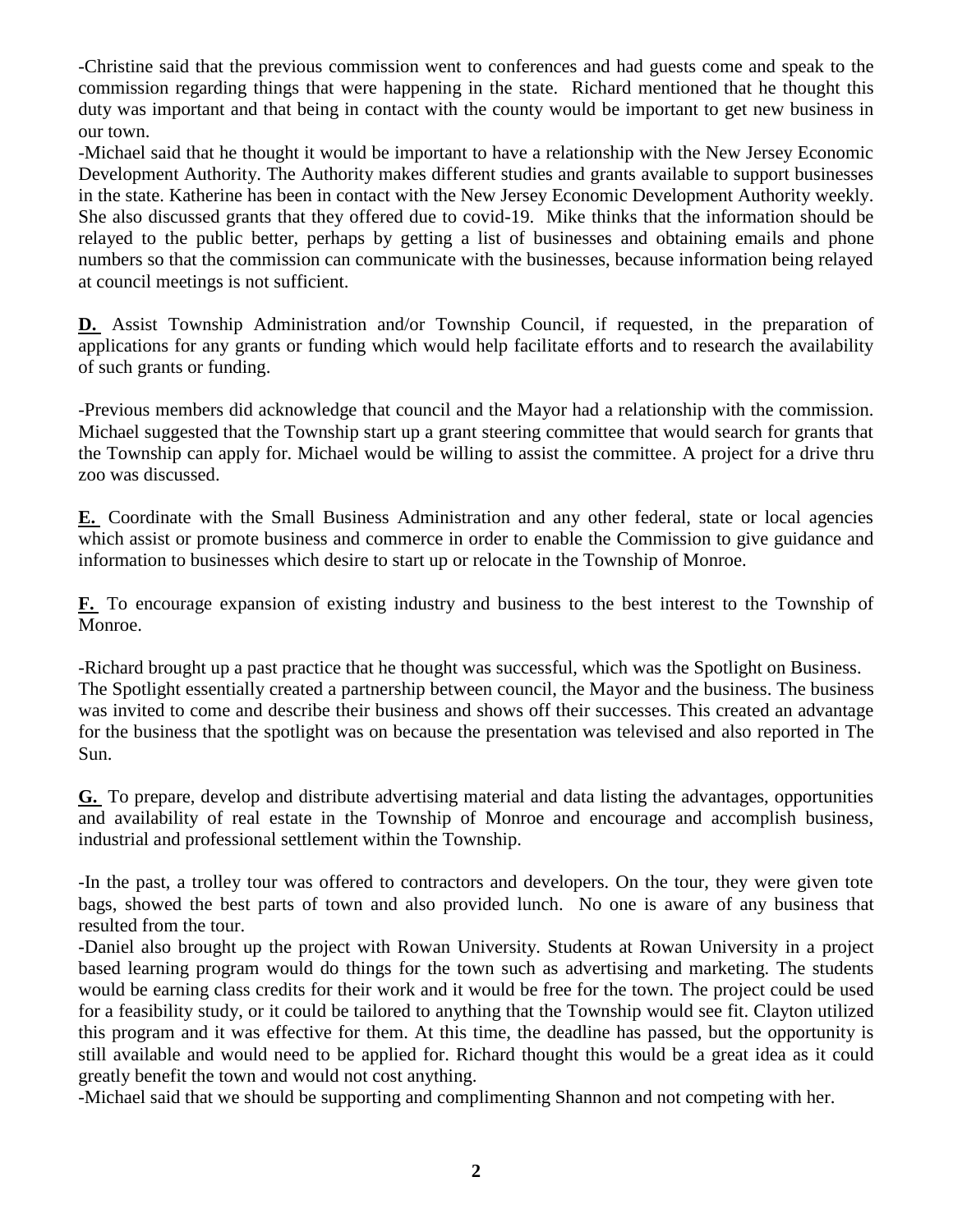-Christine said that the previous commission went to conferences and had guests come and speak to the commission regarding things that were happening in the state. Richard mentioned that he thought this duty was important and that being in contact with the county would be important to get new business in our town.

-Michael said that he thought it would be important to have a relationship with the New Jersey Economic Development Authority. The Authority makes different studies and grants available to support businesses in the state. Katherine has been in contact with the New Jersey Economic Development Authority weekly. She also discussed grants that they offered due to covid-19. Mike thinks that the information should be relayed to the public better, perhaps by getting a list of businesses and obtaining emails and phone numbers so that the commission can communicate with the businesses, because information being relayed at council meetings is not sufficient.

**D.** Assist Township Administration and/or Township Council, if requested, in the preparation of applications for any grants or funding which would help facilitate efforts and to research the availability of such grants or funding.

-Previous members did acknowledge that council and the Mayor had a relationship with the commission. Michael suggested that the Township start up a grant steering committee that would search for grants that the Township can apply for. Michael would be willing to assist the committee. A project for a drive thru zoo was discussed.

**E.** Coordinate with the Small Business Administration and any other federal, state or local agencies which assist or promote business and commerce in order to enable the Commission to give guidance and information to businesses which desire to start up or relocate in the Township of Monroe.

**F.** To encourage expansion of existing industry and business to the best interest to the Township of Monroe.

-Richard brought up a past practice that he thought was successful, which was the Spotlight on Business. The Spotlight essentially created a partnership between council, the Mayor and the business. The business was invited to come and describe their business and shows off their successes. This created an advantage for the business that the spotlight was on because the presentation was televised and also reported in The Sun.

**G.** To prepare, develop and distribute advertising material and data listing the advantages, opportunities and availability of real estate in the Township of Monroe and encourage and accomplish business, industrial and professional settlement within the Township.

-In the past, a trolley tour was offered to contractors and developers. On the tour, they were given tote bags, showed the best parts of town and also provided lunch. No one is aware of any business that resulted from the tour.

-Daniel also brought up the project with Rowan University. Students at Rowan University in a project based learning program would do things for the town such as advertising and marketing. The students would be earning class credits for their work and it would be free for the town. The project could be used for a feasibility study, or it could be tailored to anything that the Township would see fit. Clayton utilized this program and it was effective for them. At this time, the deadline has passed, but the opportunity is still available and would need to be applied for. Richard thought this would be a great idea as it could greatly benefit the town and would not cost anything.

-Michael said that we should be supporting and complimenting Shannon and not competing with her.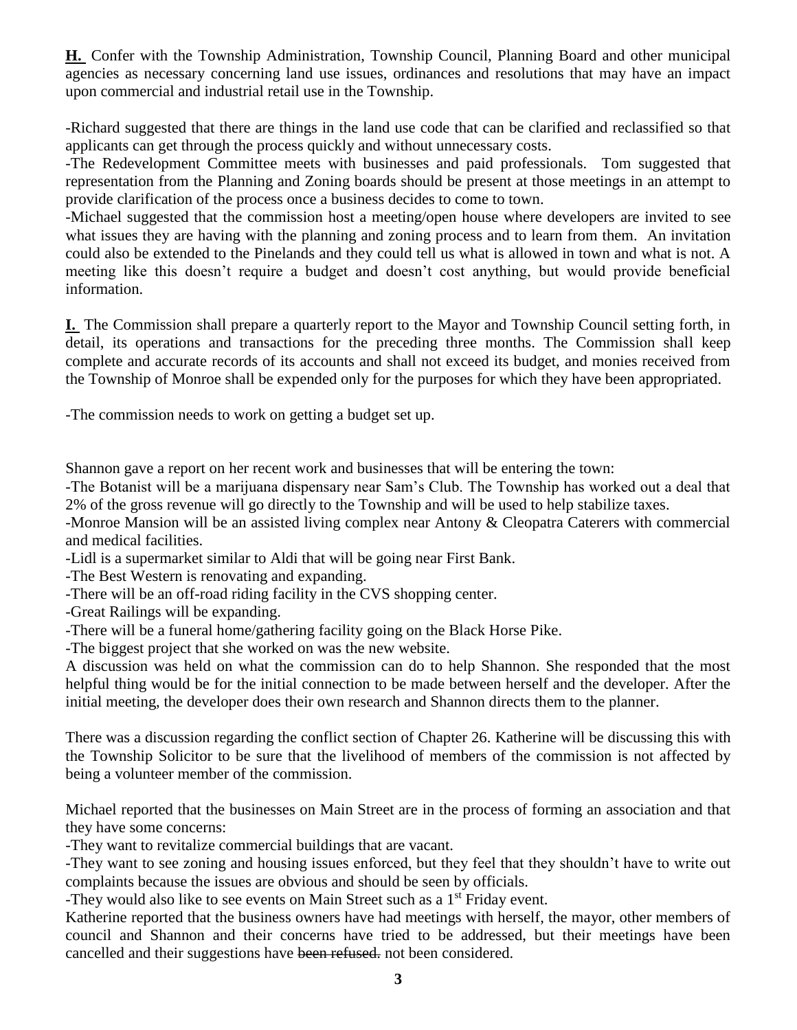**H.** Confer with the Township Administration, Township Council, Planning Board and other municipal agencies as necessary concerning land use issues, ordinances and resolutions that may have an impact upon commercial and industrial retail use in the Township.

-Richard suggested that there are things in the land use code that can be clarified and reclassified so that applicants can get through the process quickly and without unnecessary costs.
-The Redevelopment Committee meets with businesses and paid professionals. Tom suggested that representation from the Planning and Zoning boards should be present at those meetings in an attempt to provide clarification of the process once a business decides to come to town.
-Michael suggested that the commission host a meeting/open house where developers are invited to see what issues they are having with the planning and zoning process and to learn from them. An invitation could also be extended to the Pinelands and they could tell us what is allowed in town and what is not. A meeting like this doesn't require a budget and doesn't cost anything, but would provide beneficial information.

**I.** The Commission shall prepare a quarterly report to the Mayor and Township Council setting forth, in detail, its operations and transactions for the preceding three months. The Commission shall keep complete and accurate records of its accounts and shall not exceed its budget, and monies received from the Township of Monroe shall be expended only for the purposes for which they have been appropriated.

-The commission needs to work on getting a budget set up.

Shannon gave a report on her recent work and businesses that will be entering the town:
-The Botanist will be a marijuana dispensary near Sam's Club. The Township has worked out a deal that 2% of the gross revenue will go directly to the Township and will be used to help stabilize taxes.
-Monroe Mansion will be an assisted living complex near Antony & Cleopatra Caterers with commercial and medical facilities.
-Lidl is a supermarket similar to Aldi that will be going near First Bank.
-The Best Western is renovating and expanding.
-There will be an off-road riding facility in the CVS shopping center.
-Great Railings will be expanding.
-There will be a funeral home/gathering facility going on the Black Horse Pike.
-The biggest project that she worked on was the new website.
A discussion was held on what the commission can do to help Shannon. She responded that the most helpful thing would be for the initial connection to be made between herself and the developer. After the initial meeting, the developer does their own research and Shannon directs them to the planner.

There was a discussion regarding the conflict section of Chapter 26. Katherine will be discussing this with the Township Solicitor to be sure that the livelihood of members of the commission is not affected by being a volunteer member of the commission.

Michael reported that the businesses on Main Street are in the process of forming an association and that they have some concerns:
-They want to revitalize commercial buildings that are vacant.
-They want to see zoning and housing issues enforced, but they feel that they shouldn't have to write out complaints because the issues are obvious and should be seen by officials.
-They would also like to see events on Main Street such as a 1st Friday event.
Katherine reported that the business owners have had meetings with herself, the mayor, other members of council and Shannon and their concerns have tried to be addressed, but their meetings have been cancelled and their suggestions have ~~been refused.~~ not been considered.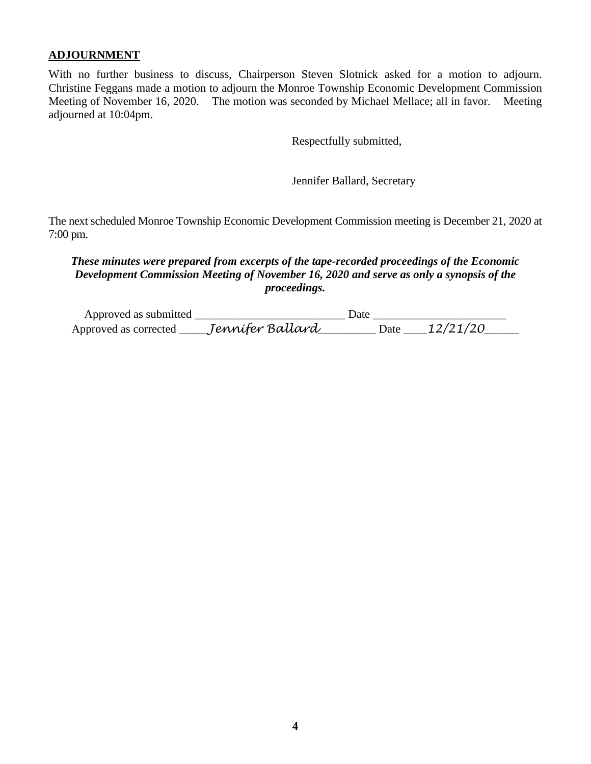**ADJOURNMENT**

With no further business to discuss, Chairperson Steven Slotnick asked for a motion to adjourn. Christine Feggans made a motion to adjourn the Monroe Township Economic Development Commission Meeting of November 16, 2020. The motion was seconded by Michael Mellace; all in favor. Meeting adjourned at 10:04pm.

Respectfully submitted,

Jennifer Ballard, Secretary

The next scheduled Monroe Township Economic Development Commission meeting is December 21, 2020 at 7:00 pm.

***These minutes were prepared from excerpts of the tape-recorded proceedings of the Economic Development Commission Meeting of November 16, 2020 and serve as only a synopsis of the proceedings.***

Approved as submitted _________________________ Date ______________________

Approved as corrected _____*Jennifer Ballard*_________ Date ____*12/21/20*______